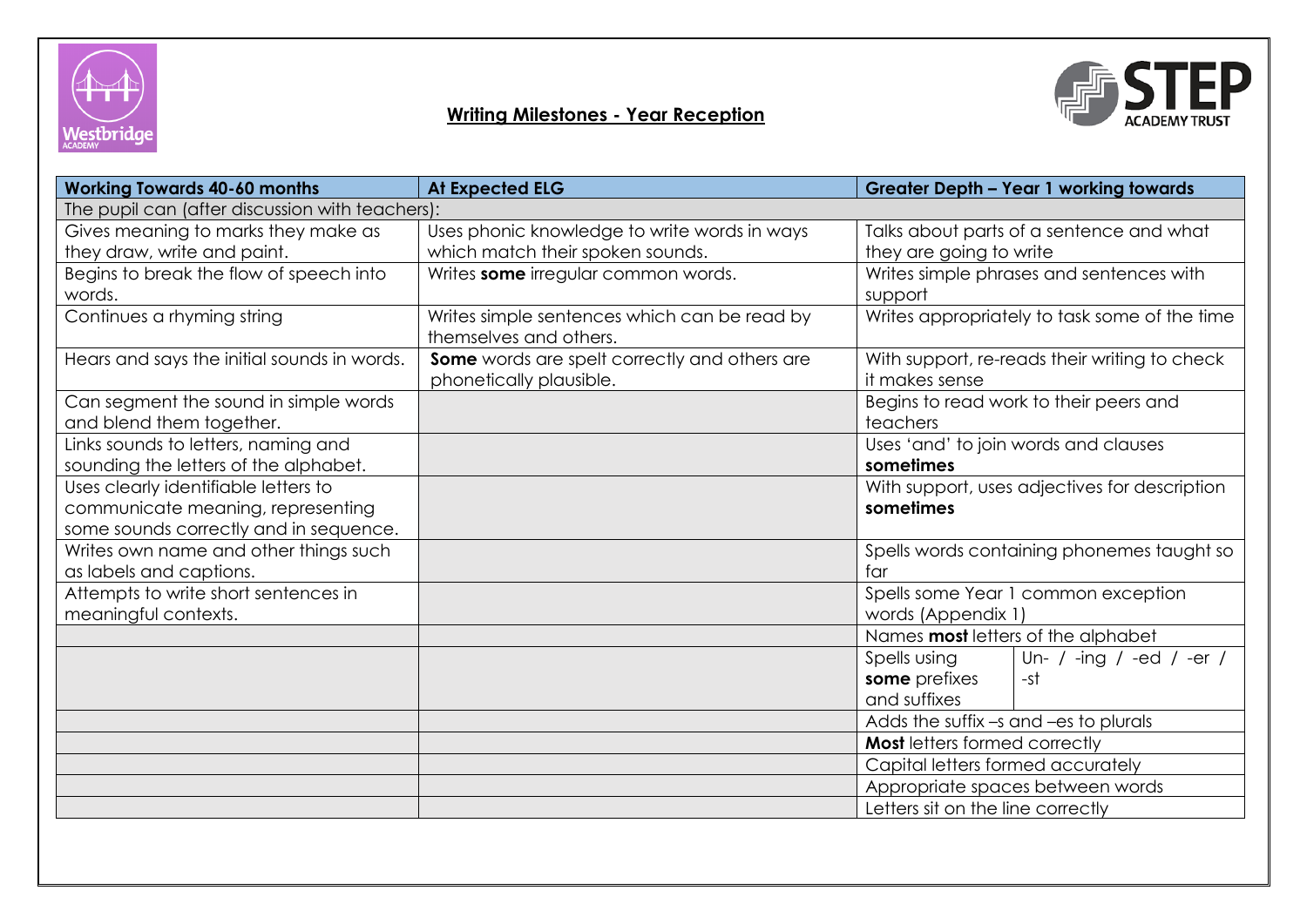## Writing Milestones - Year Reception

| Working Towards 40-60 months | At Expected ELG | Greater Depth – Year 1 working towards | |
|---|---|---|---|
| The pupil can (after discussion with teachers): | | | |
| Gives meaning to marks they make as they draw, write and paint. | Uses phonic knowledge to write words in ways which match their spoken sounds. | Talks about parts of a sentence and what they are going to write | |
| Begins to break the flow of speech into words. | Writes **some** irregular common words. | Writes simple phrases and sentences with support | |
| Continues a rhyming string | Writes simple sentences which can be read by themselves and others. | Writes appropriately to task some of the time | |
| Hears and says the initial sounds in words. | **Some** words are spelt correctly and others are phonetically plausible. | With support, re-reads their writing to check it makes sense | |
| Can segment the sound in simple words and blend them together. | | Begins to read work to their peers and teachers | |
| Links sounds to letters, naming and sounding the letters of the alphabet. | | Uses 'and' to join words and clauses **sometimes** | |
| Uses clearly identifiable letters to communicate meaning, representing some sounds correctly and in sequence. | | With support, uses adjectives for description **sometimes** | |
| Writes own name and other things such as labels and captions. | | Spells words containing phonemes taught so far | |
| Attempts to write short sentences in meaningful contexts. | | Spells some Year 1 common exception words (Appendix 1) | |
| | | Names **most** letters of the alphabet | |
| | | Spells using **some** prefixes and suffixes | Un- / -ing / -ed / -er / -st |
| | | Adds the suffix –s and –es to plurals | |
| | | **Most** letters formed correctly | |
| | | Capital letters formed accurately | |
| | | Appropriate spaces between words | |
| | | Letters sit on the line correctly | |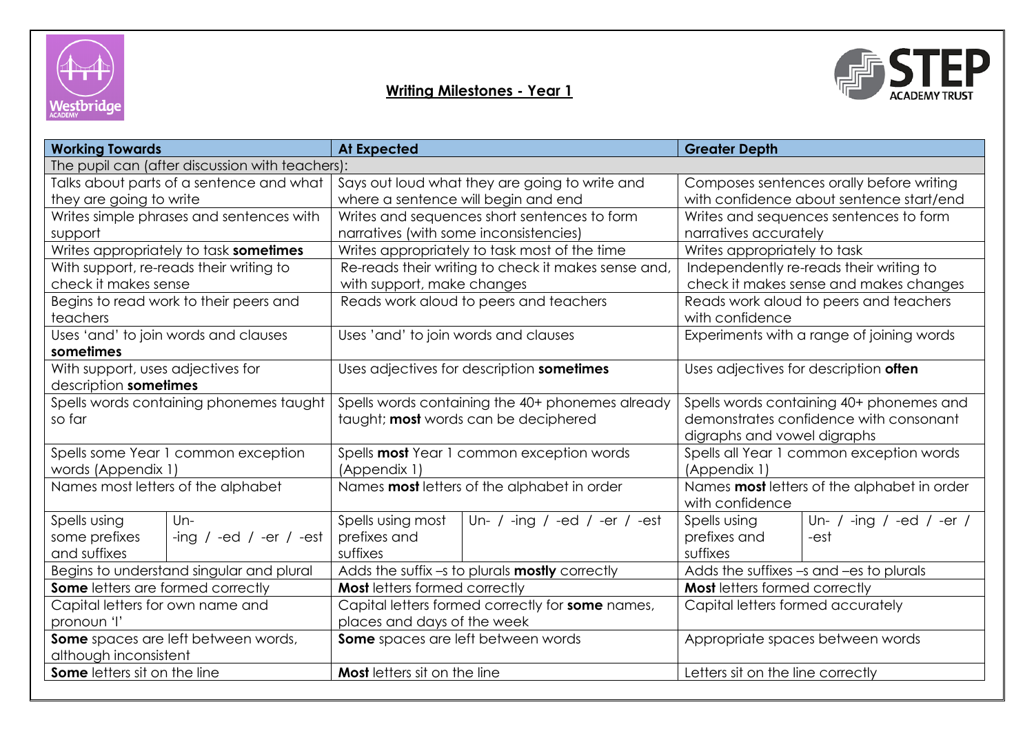## Writing Milestones - Year 1

| Working Towards | | At Expected | | Greater Depth | |
|---|---|---|---|---|---|
| The pupil can (after discussion with teachers): | | | | | |
| Talks about parts of a sentence and what they are going to write | | Says out loud what they are going to write and where a sentence will begin and end | | Composes sentences orally before writing with confidence about sentence start/end | |
| Writes simple phrases and sentences with support | | Writes and sequences short sentences to form narratives (with some inconsistencies) | | Writes and sequences sentences to form narratives accurately | |
| Writes appropriately to task **sometimes** | | Writes appropriately to task most of the time | | Writes appropriately to task | |
| With support, re-reads their writing to check it makes sense | | Re-reads their writing to check it makes sense and, with support, make changes | | Independently re-reads their writing to check it makes sense and makes changes | |
| Begins to read work to their peers and teachers | | Reads work aloud to peers and teachers | | Reads work aloud to peers and teachers with confidence | |
| Uses 'and' to join words and clauses **sometimes** | | Uses 'and' to join words and clauses | | Experiments with a range of joining words | |
| With support, uses adjectives for description **sometimes** | | Uses adjectives for description **sometimes** | | Uses adjectives for description **often** | |
| Spells words containing phonemes taught so far | | Spells words containing the 40+ phonemes already taught; **most** words can be deciphered | | Spells words containing 40+ phonemes and demonstrates confidence with consonant digraphs and vowel digraphs | |
| Spells some Year 1 common exception words (Appendix 1) | | Spells **most** Year 1 common exception words (Appendix 1) | | Spells all Year 1 common exception words (Appendix 1) | |
| Names most letters of the alphabet | | Names **most** letters of the alphabet in order | | Names **most** letters of the alphabet in order with confidence | |
| Spells using some prefixes and suffixes | Un- -ing / -ed / -er / -est | Spells using most prefixes and suffixes | Un- / -ing / -ed / -er / -est | Spells using prefixes and suffixes | Un- / -ing / -ed / -er / -est |
| Begins to understand singular and plural | | Adds the suffix –s to plurals **mostly** correctly | | Adds the suffixes –s and –es to plurals | |
| **Some** letters are formed correctly | | **Most** letters formed correctly | | **Most** letters formed correctly | |
| Capital letters for own name and pronoun 'I' | | Capital letters formed correctly for **some** names, places and days of the week | | Capital letters formed accurately | |
| **Some** spaces are left between words, although inconsistent | | **Some** spaces are left between words | | Appropriate spaces between words | |
| **Some** letters sit on the line | | **Most** letters sit on the line | | Letters sit on the line correctly | |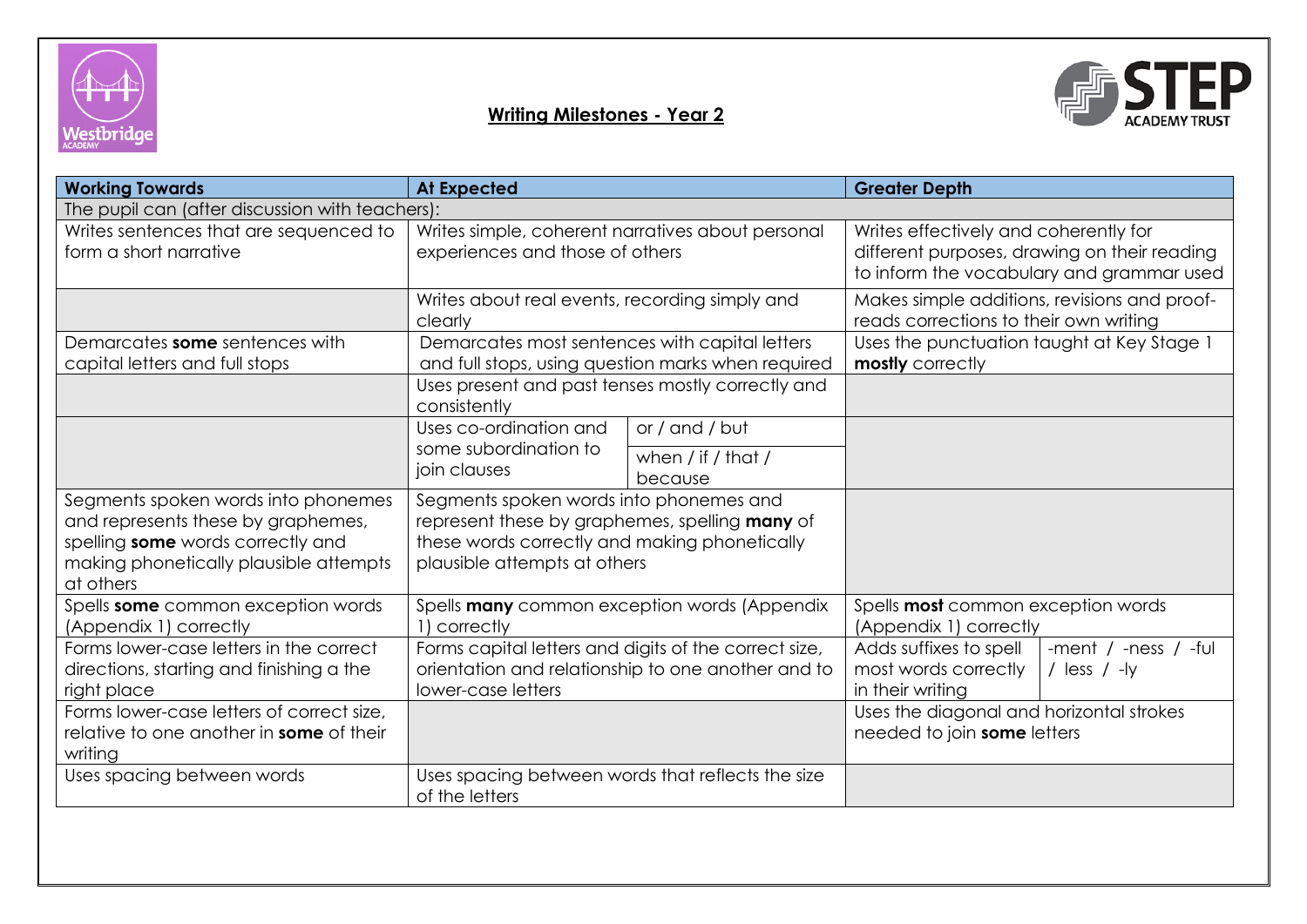## Writing Milestones - Year 2

| Working Towards | At Expected | | Greater Depth | |
|---|---|---|---|---|
| The pupil can (after discussion with teachers): | | | | |
| Writes sentences that are sequenced to form a short narrative | Writes simple, coherent narratives about personal experiences and those of others | | Writes effectively and coherently for different purposes, drawing on their reading to inform the vocabulary and grammar used | |
| | Writes about real events, recording simply and clearly | | Makes simple additions, revisions and proof-reads corrections to their own writing | |
| Demarcates **some** sentences with capital letters and full stops | Demarcates most sentences with capital letters and full stops, using question marks when required | | Uses the punctuation taught at Key Stage 1 **mostly** correctly | |
| | Uses present and past tenses mostly correctly and consistently | | | |
| | Uses co-ordination and some subordination to join clauses | or / and / but | | |
| | | when / if / that / because | | |
| Segments spoken words into phonemes and represents these by graphemes, spelling **some** words correctly and making phonetically plausible attempts at others | Segments spoken words into phonemes and represent these by graphemes, spelling **many** of these words correctly and making phonetically plausible attempts at others | | | |
| Spells **some** common exception words (Appendix 1) correctly | Spells **many** common exception words (Appendix 1) correctly | | Spells **most** common exception words (Appendix 1) correctly | |
| Forms lower-case letters in the correct directions, starting and finishing a the right place | Forms capital letters and digits of the correct size, orientation and relationship to one another and to lower-case letters | | Adds suffixes to spell most words correctly in their writing | -ment / -ness / -ful / less / -ly |
| Forms lower-case letters of correct size, relative to one another in **some** of their writing | | | Uses the diagonal and horizontal strokes needed to join **some** letters | |
| Uses spacing between words | Uses spacing between words that reflects the size of the letters | | | |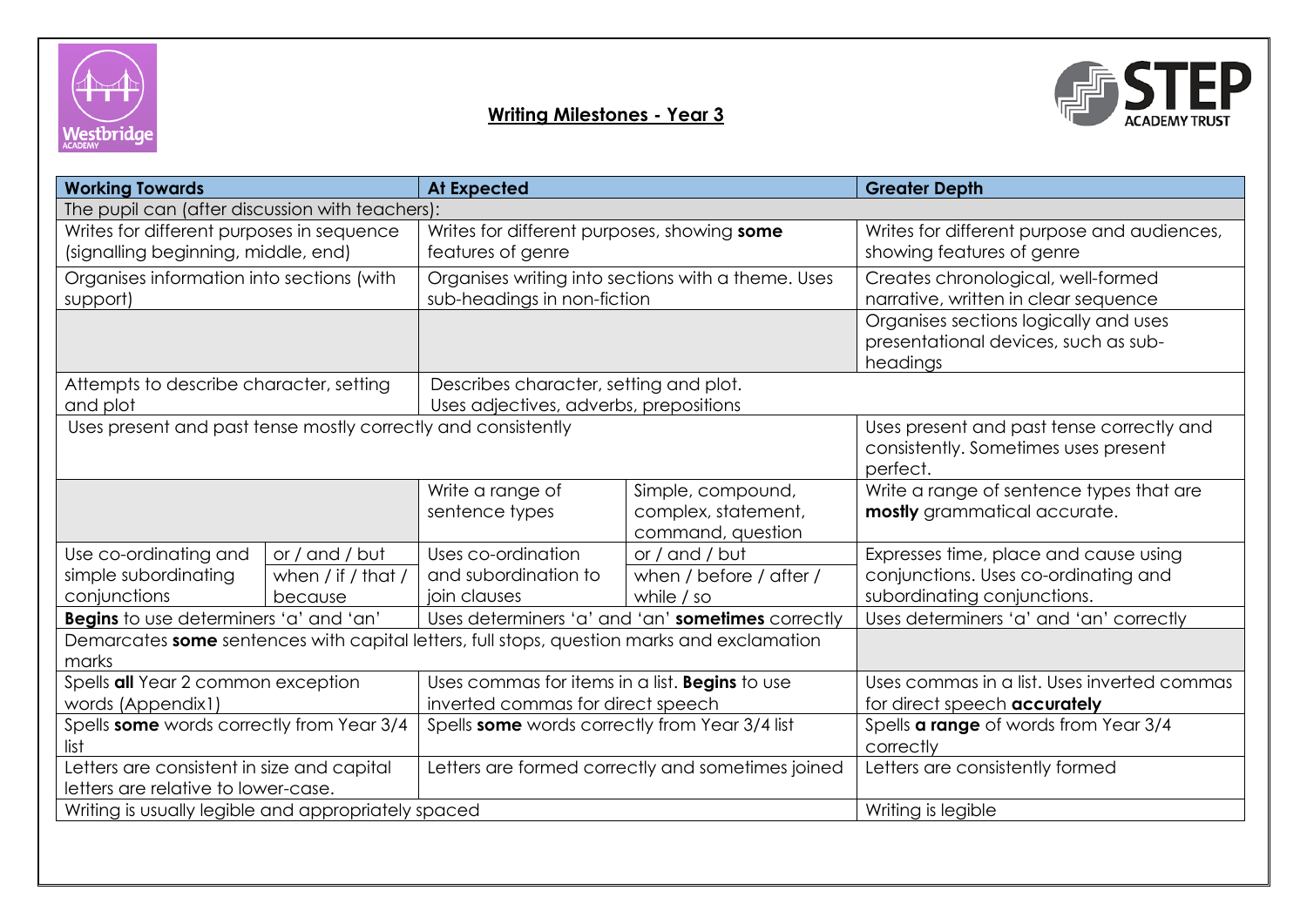## Writing Milestones - Year 3

| Working Towards | | At Expected | | Greater Depth |
|---|---|---|---|---|
| The pupil can (after discussion with teachers): | | | | |
| Writes for different purposes in sequence (signalling beginning, middle, end) | | Writes for different purposes, showing **some** features of genre | | Writes for different purpose and audiences, showing features of genre |
| Organises information into sections (with support) | | Organises writing into sections with a theme. Uses sub-headings in non-fiction | | Creates chronological, well-formed narrative, written in clear sequence |
| | | | | Organises sections logically and uses presentational devices, such as sub-headings |
| Attempts to describe character, setting and plot | | Describes character, setting and plot. Uses adjectives, adverbs, prepositions | | |
| Uses present and past tense mostly correctly and consistently | | | | Uses present and past tense correctly and consistently. Sometimes uses present perfect. |
| | | Write a range of sentence types | Simple, compound, complex, statement, command, question | Write a range of sentence types that are **mostly** grammatical accurate. |
| Use co-ordinating and simple subordinating conjunctions | or / and / but when / if / that / because | Uses co-ordination and subordination to join clauses | or / and / but when / before / after / while / so | Expresses time, place and cause using conjunctions. Uses co-ordinating and subordinating conjunctions. |
| **Begins** to use determiners 'a' and 'an' | | Uses determiners 'a' and 'an' **sometimes** correctly | | Uses determiners 'a' and 'an' correctly |
| Demarcates **some** sentences with capital letters, full stops, question marks and exclamation marks | | | | |
| Spells **all** Year 2 common exception words (Appendix1) | | Uses commas for items in a list. **Begins** to use inverted commas for direct speech | | Uses commas in a list. Uses inverted commas for direct speech **accurately** |
| Spells **some** words correctly from Year 3/4 list | | Spells **some** words correctly from Year 3/4 list | | Spells **a range** of words from Year 3/4 correctly |
| Letters are consistent in size and capital letters are relative to lower-case. | | Letters are formed correctly and sometimes joined | | Letters are consistently formed |
| Writing is usually legible and appropriately spaced | | | | Writing is legible |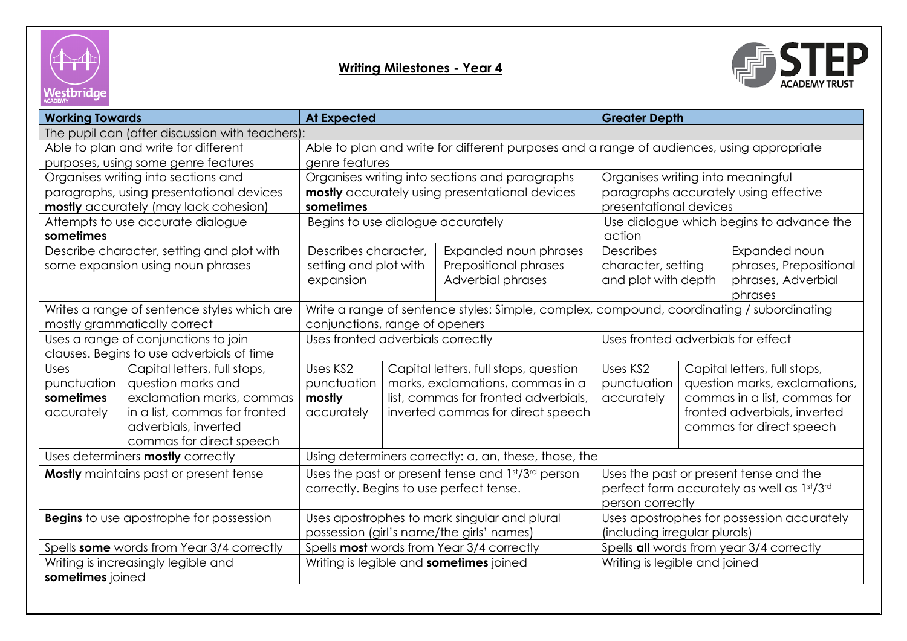## Writing Milestones - Year 4

| Working Towards | | At Expected | | Greater Depth | |
|---|---|---|---|---|---|
| The pupil can (after discussion with teachers): | | | | | |
| Able to plan and write for different purposes, using some genre features | | Able to plan and write for different purposes and a range of audiences, using appropriate genre features | | | |
| Organises writing into sections and paragraphs, using presentational devices **mostly** accurately (may lack cohesion) | | Organises writing into sections and paragraphs **mostly** accurately using presentational devices **sometimes** | | Organises writing into meaningful paragraphs accurately using effective presentational devices | |
| Attempts to use accurate dialogue **sometimes** | | Begins to use dialogue accurately | | Use dialogue which begins to advance the action | |
| Describe character, setting and plot with some expansion using noun phrases | | Describes character, setting and plot with expansion | Expanded noun phrases Prepositional phrases Adverbial phrases | Describes character, setting and plot with depth | Expanded noun phrases, Prepositional phrases, Adverbial phrases |
| Writes a range of sentence styles which are mostly grammatically correct | | Write a range of sentence styles: Simple, complex, compound, coordinating / subordinating conjunctions, range of openers | | | |
| Uses a range of conjunctions to join clauses. Begins to use adverbials of time | | Uses fronted adverbials correctly | | Uses fronted adverbials for effect | |
| Uses punctuation **sometimes** accurately | Capital letters, full stops, question marks and exclamation marks, commas in a list, commas for fronted adverbials, inverted commas for direct speech | Uses KS2 punctuation **mostly** accurately | Capital letters, full stops, question marks, exclamations, commas in a list, commas for fronted adverbials, inverted commas for direct speech | Uses KS2 punctuation accurately | Capital letters, full stops, question marks, exclamations, commas in a list, commas for fronted adverbials, inverted commas for direct speech |
| Uses determiners **mostly** correctly | | Using determiners correctly: a, an, these, those, the | | | |
| **Mostly** maintains past or present tense | | Uses the past or present tense and 1st/3rd person correctly. Begins to use perfect tense. | | Uses the past or present tense and the perfect form accurately as well as 1st/3rd person correctly | |
| **Begins** to use apostrophe for possession | | Uses apostrophes to mark singular and plural possession (girl's name/the girls' names) | | Uses apostrophes for possession accurately (including irregular plurals) | |
| Spells **some** words from Year 3/4 correctly | | Spells **most** words from Year 3/4 correctly | | Spells **all** words from year 3/4 correctly | |
| Writing is increasingly legible and **sometimes** joined | | Writing is legible and **sometimes** joined | | Writing is legible and joined | |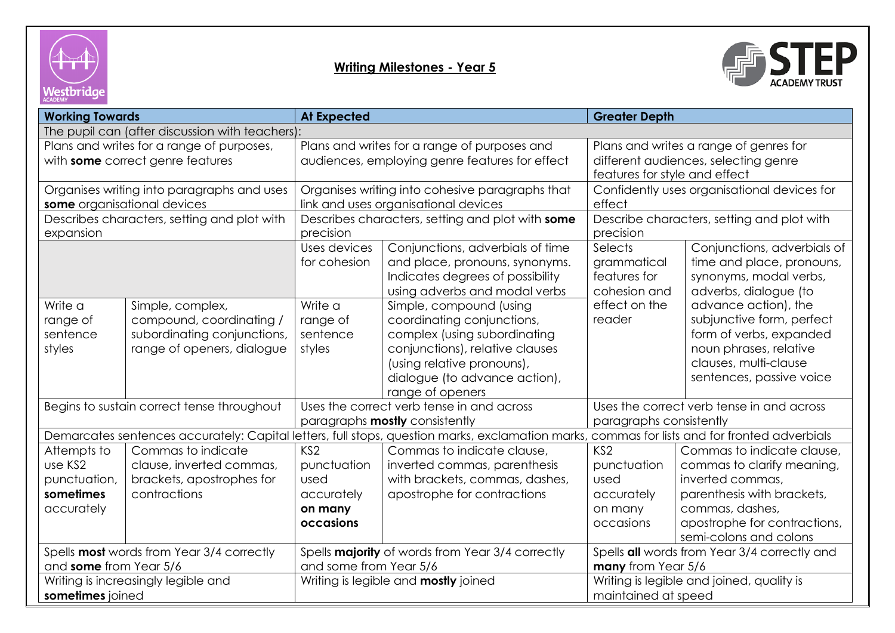# Writing Milestones - Year 5

| Working Towards | | At Expected | | Greater Depth | |
|---|---|---|---|---|---|
| The pupil can (after discussion with teachers): | | | | | |
| Plans and writes for a range of purposes, with **some** correct genre features | | Plans and writes for a range of purposes and audiences, employing genre features for effect | | Plans and writes a range of genres for different audiences, selecting genre features for style and effect | |
| Organises writing into paragraphs and uses **some** organisational devices | | Organises writing into cohesive paragraphs that link and uses organisational devices | | Confidently uses organisational devices for effect | |
| Describes characters, setting and plot with expansion | | Describes characters, setting and plot with **some** precision | | Describe characters, setting and plot with precision | |
| | | Uses devices for cohesion | Conjunctions, adverbials of time and place, pronouns, synonyms. Indicates degrees of possibility using adverbs and modal verbs | Selects grammatical features for cohesion and effect on the reader | Conjunctions, adverbials of time and place, pronouns, synonyms, modal verbs, adverbs, dialogue (to advance action), the subjunctive form, perfect form of verbs, expanded noun phrases, relative clauses, multi-clause sentences, passive voice |
| Write a range of sentence styles | Simple, complex, compound, coordinating / subordinating conjunctions, range of openers, dialogue | Write a range of sentence styles | Simple, compound (using coordinating conjunctions, complex (using subordinating conjunctions), relative clauses (using relative pronouns), dialogue (to advance action), range of openers | | |
| Begins to sustain correct tense throughout | | Uses the correct verb tense in and across paragraphs **mostly** consistently | | Uses the correct verb tense in and across paragraphs consistently | |
| Demarcates sentences accurately: Capital letters, full stops, question marks, exclamation marks, commas for lists and for fronted adverbials | | | | | |
| Attempts to use KS2 punctuation, **sometimes** accurately | Commas to indicate clause, inverted commas, brackets, apostrophes for contractions | KS2 punctuation used accurately **on many occasions** | Commas to indicate clause, inverted commas, parenthesis with brackets, commas, dashes, apostrophe for contractions | KS2 punctuation used accurately on many occasions | Commas to indicate clause, commas to clarify meaning, inverted commas, parenthesis with brackets, commas, dashes, apostrophe for contractions, semi-colons and colons |
| Spells **most** words from Year 3/4 correctly and **some** from Year 5/6 | | Spells **majority** of words from Year 3/4 correctly and some from Year 5/6 | | Spells **all** words from Year 3/4 correctly and **many** from Year 5/6 | |
| Writing is increasingly legible and **sometimes** joined | | Writing is legible and **mostly** joined | | Writing is legible and joined, quality is maintained at speed | |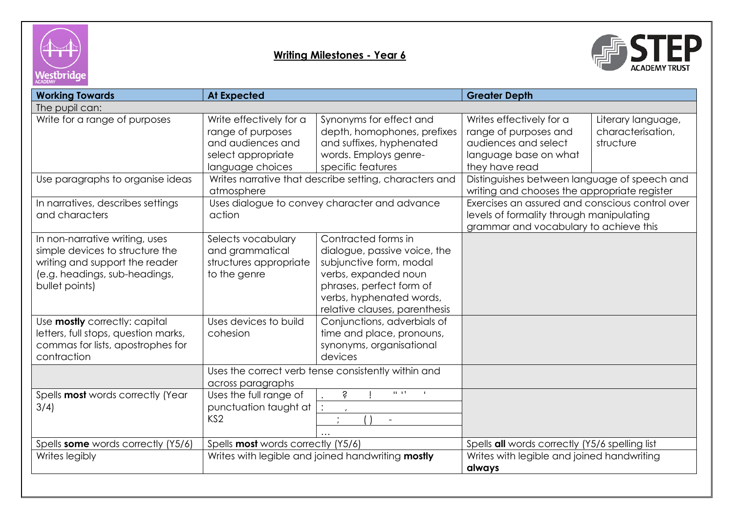# Writing Milestones - Year 6

| Working Towards | At Expected | | Greater Depth | |
|---|---|---|---|---|
| The pupil can: | | | | |
| Write for a range of purposes | Write effectively for a range of purposes and audiences and select appropriate language choices | Synonyms for effect and depth, homophones, prefixes and suffixes, hyphenated words. Employs genre-specific features | Writes effectively for a range of purposes and audiences and select language base on what they have read | Literary language, characterisation, structure |
| Use paragraphs to organise ideas | Writes narrative that describe setting, characters and atmosphere | | Distinguishes between language of speech and writing and chooses the appropriate register | |
| In narratives, describes settings and characters | Uses dialogue to convey character and advance action | | Exercises an assured and conscious control over levels of formality through manipulating grammar and vocabulary to achieve this | |
| In non-narrative writing, uses simple devices to structure the writing and support the reader (e.g. headings, sub-headings, bullet points) | Selects vocabulary and grammatical structures appropriate to the genre | Contracted forms in dialogue, passive voice, the subjunctive form, modal verbs, expanded noun phrases, perfect form of verbs, hyphenated words, relative clauses, parenthesis | | |
| Use **mostly** correctly: capital letters, full stops, question marks, commas for lists, apostrophes for contraction | Uses devices to build cohesion | Conjunctions, adverbials of time and place, pronouns, synonyms, organisational devices | | |
| | Uses the correct verb tense consistently within and across paragraphs | | | |
| Spells **most** words correctly (Year 3/4) | Uses the full range of punctuation taught at KS2 | . ? ! " '' ' | | |
| | | : , | | |
| | | ; ( ) - | | |
| | | … | | |
| Spells **some** words correctly (Y5/6) | Spells **most** words correctly (Y5/6) | | Spells **all** words correctly (Y5/6 spelling list | |
| Writes legibly | Writes with legible and joined handwriting **mostly** | | Writes with legible and joined handwriting **always** | |